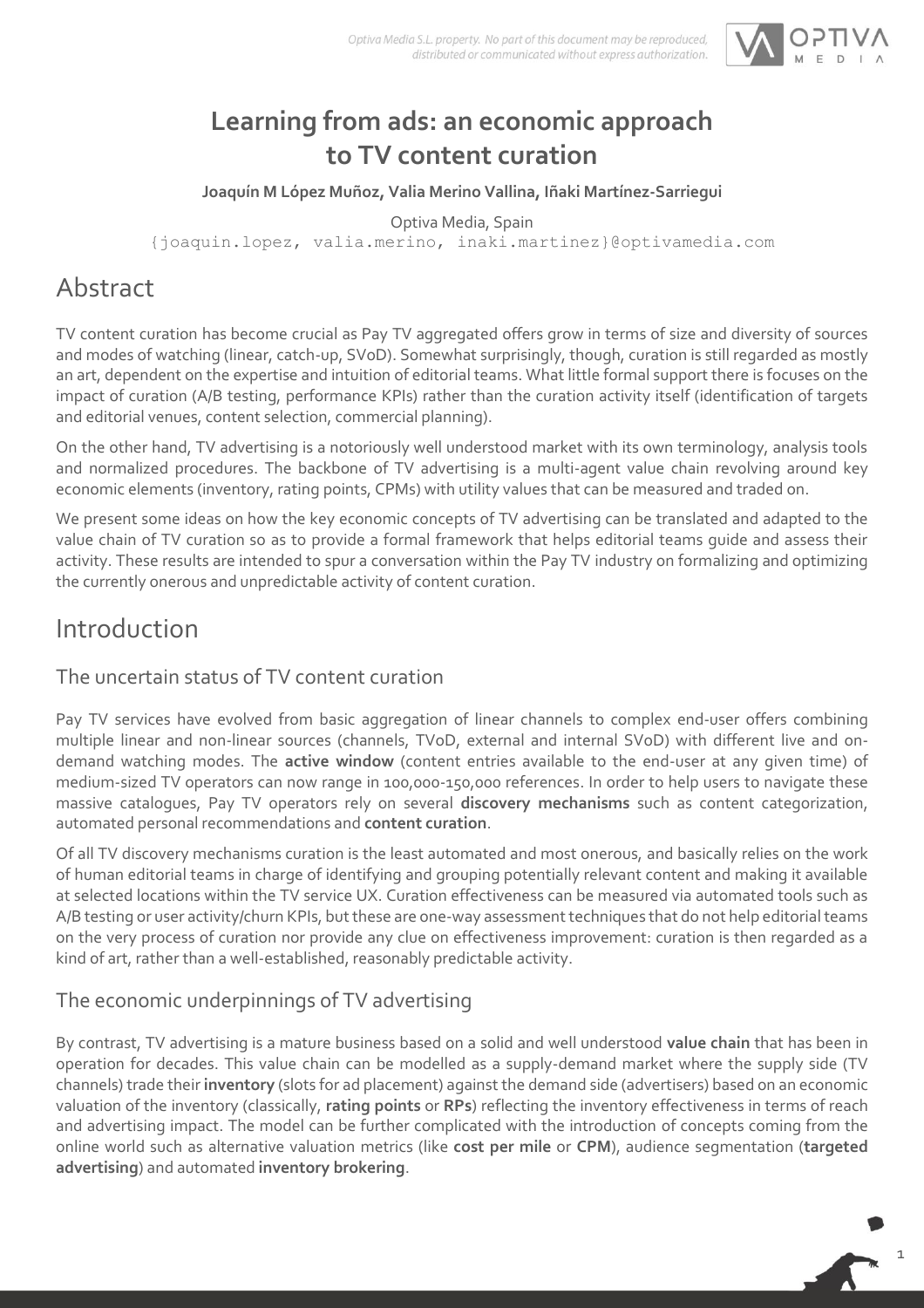# Learning from ads: an economic approach to TV content curation

**Joaquín M López Muñoz, Valia Merino Vallina, Iñaki Martínez-Sarriegui**

Optiva Media, Spain

{joaquin.lopez, valia.merino, inaki.martinez}@optivamedia.com

## Abstract

TV content curation has become crucial as Pay TV aggregated offers grow in terms of size and diversity of sources and modes of watching (linear, catch-up, SVoD). Somewhat surprisingly, though, curation is still regarded as mostly an art, dependent on the expertise and intuition of editorial teams. What little formal support there is focuses on the impact of curation (A/B testing, performance KPIs) rather than the curation activity itself (identification of targets and editorial venues, content selection, commercial planning).

On the other hand, TV advertising is a notoriously well understood market with its own terminology, analysis tools and normalized procedures. The backbone of TV advertising is a multi-agent value chain revolving around key economic elements (inventory, rating points, CPMs) with utility values that can be measured and traded on.

We present some ideas on how the key economic concepts of TV advertising can be translated and adapted to the value chain of TV curation so as to provide a formal framework that helps editorial teams guide and assess their activity. These results are intended to spur a conversation within the Pay TV industry on formalizing and optimizing the currently onerous and unpredictable activity of content curation.

## Introduction

### The uncertain status of TV content curation

Pay TV services have evolved from basic aggregation of linear channels to complex end-user offers combining multiple linear and non-linear sources (channels, TVoD, external and internal SVoD) with different live and on-demand watching modes. The **active window** (content entries available to the end-user at any given time) of medium-sized TV operators can now range in 100,000-150,000 references. In order to help users to navigate these massive catalogues, Pay TV operators rely on several **discovery mechanisms** such as content categorization, automated personal recommendations and **content curation**.

Of all TV discovery mechanisms curation is the least automated and most onerous, and basically relies on the work of human editorial teams in charge of identifying and grouping potentially relevant content and making it available at selected locations within the TV service UX. Curation effectiveness can be measured via automated tools such as A/B testing or user activity/churn KPIs, but these are one-way assessment techniques that do not help editorial teams on the very process of curation nor provide any clue on effectiveness improvement: curation is then regarded as a kind of art, rather than a well-established, reasonably predictable activity.

### The economic underpinnings of TV advertising

By contrast, TV advertising is a mature business based on a solid and well understood **value chain** that has been in operation for decades. This value chain can be modelled as a supply-demand market where the supply side (TV channels) trade their **inventory** (slots for ad placement) against the demand side (advertisers) based on an economic valuation of the inventory (classically, **rating points** or **RPs**) reflecting the inventory effectiveness in terms of reach and advertising impact. The model can be further complicated with the introduction of concepts coming from the online world such as alternative valuation metrics (like **cost per mile** or **CPM**), audience segmentation (**targeted advertising**) and automated **inventory brokering**.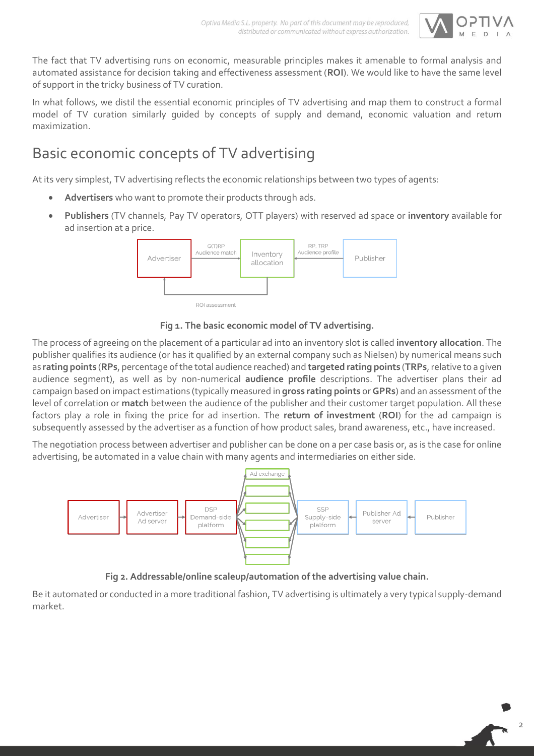The fact that TV advertising runs on economic, measurable principles makes it amenable to formal analysis and automated assistance for decision taking and effectiveness assessment (**ROI**). We would like to have the same level of support in the tricky business of TV curation.

In what follows, we distil the essential economic principles of TV advertising and map them to construct a formal model of TV curation similarly guided by concepts of supply and demand, economic valuation and return maximization.

# Basic economic concepts of TV advertising

At its very simplest, TV advertising reflects the economic relationships between two types of agents:

- **Advertisers** who want to promote their products through ads.
- **Publishers** (TV channels, Pay TV operators, OTT players) with reserved ad space or **inventory** available for ad insertion at a price.

**Fig 1. The basic economic model of TV advertising.**

The process of agreeing on the placement of a particular ad into an inventory slot is called **inventory allocation**. The publisher qualifies its audience (or has it qualified by an external company such as Nielsen) by numerical means such as **rating points** (**RPs**, percentage of the total audience reached) and **targeted rating points** (**TRPs**, relative to a given audience segment), as well as by non-numerical **audience profile** descriptions. The advertiser plans their ad campaign based on impact estimations (typically measured in **gross rating points** or **GPRs**) and an assessment of the level of correlation or **match** between the audience of the publisher and their customer target population. All these factors play a role in fixing the price for ad insertion. The **return of investment** (**ROI**) for the ad campaign is subsequently assessed by the advertiser as a function of how product sales, brand awareness, etc., have increased.

The negotiation process between advertiser and publisher can be done on a per case basis or, as is the case for online advertising, be automated in a value chain with many agents and intermediaries on either side.

**Fig 2. Addressable/online scaleup/automation of the advertising value chain.**

Be it automated or conducted in a more traditional fashion, TV advertising is ultimately a very typical supply-demand market.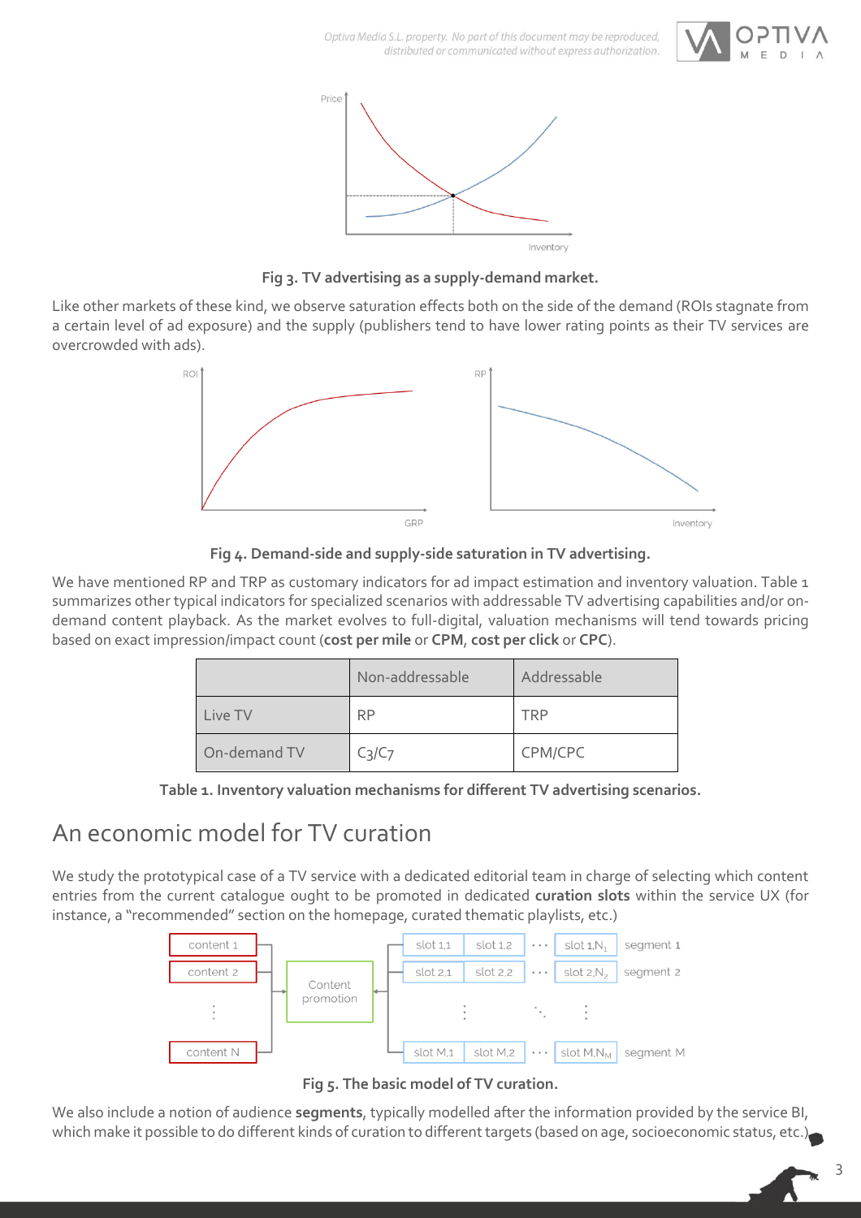Fig 3. TV advertising as a supply-demand market.

Like other markets of these kind, we observe saturation effects both on the side of the demand (ROIs stagnate from a certain level of ad exposure) and the supply (publishers tend to have lower rating points as their TV services are overcrowded with ads).

Fig 4. Demand-side and supply-side saturation in TV advertising.

We have mentioned RP and TRP as customary indicators for ad impact estimation and inventory valuation. Table 1 summarizes other typical indicators for specialized scenarios with addressable TV advertising capabilities and/or on-demand content playback. As the market evolves to full-digital, valuation mechanisms will tend towards pricing based on exact impression/impact count (**cost per mile** or **CPM**, **cost per click** or **CPC**).

| | Non-addressable | Addressable |
|---|---|---|
| Live TV | RP | TRP |
| On-demand TV | C3/C7 | CPM/CPC |

Table 1. Inventory valuation mechanisms for different TV advertising scenarios.

## An economic model for TV curation

We study the prototypical case of a TV service with a dedicated editorial team in charge of selecting which content entries from the current catalogue ought to be promoted in dedicated **curation slots** within the service UX (for instance, a "recommended" section on the homepage, curated thematic playlists, etc.)

Fig 5. The basic model of TV curation.

We also include a notion of audience **segments**, typically modelled after the information provided by the service BI, which make it possible to do different kinds of curation to different targets (based on age, socioeconomic status, etc.).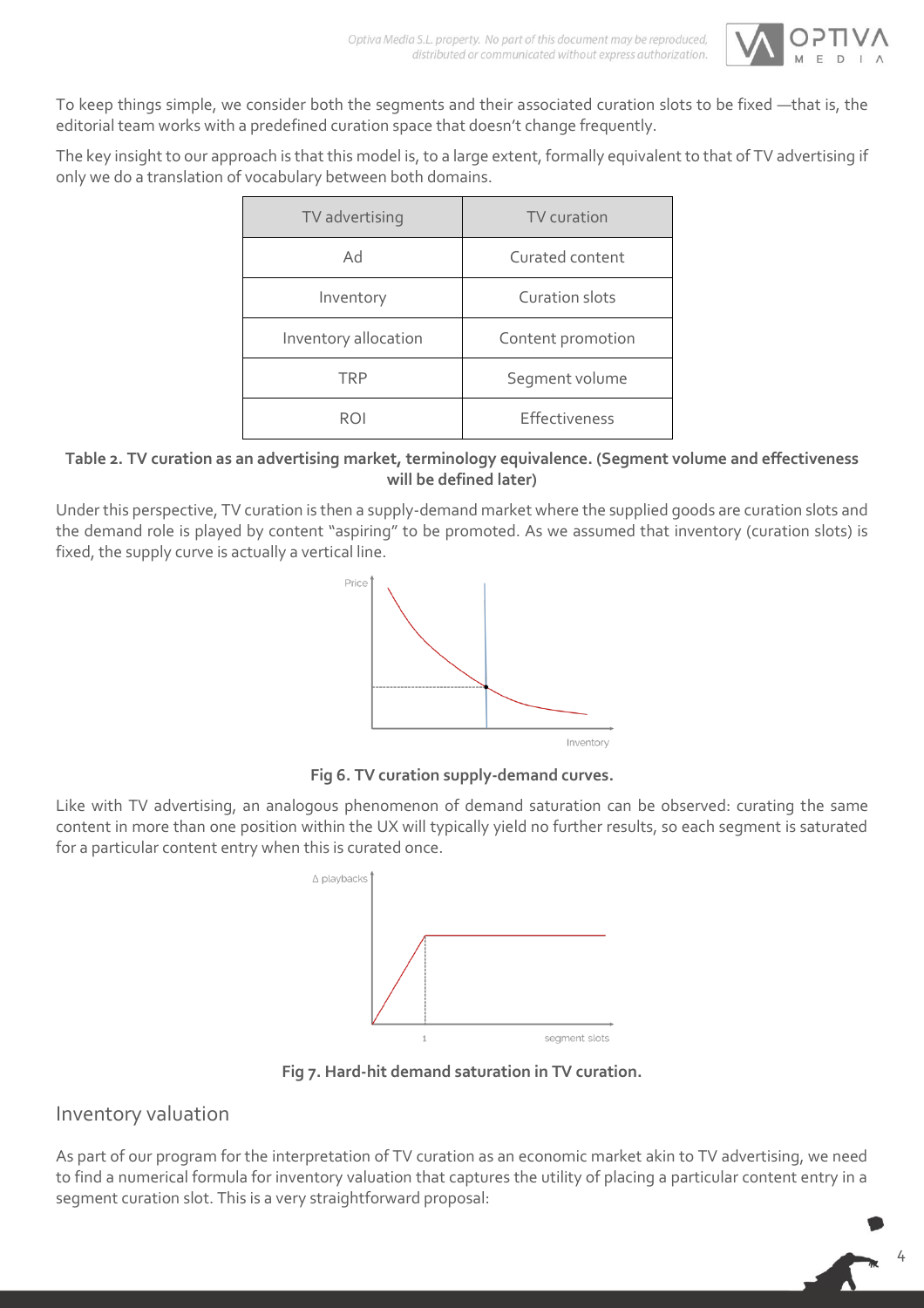To keep things simple, we consider both the segments and their associated curation slots to be fixed —that is, the editorial team works with a predefined curation space that doesn't change frequently.

The key insight to our approach is that this model is, to a large extent, formally equivalent to that of TV advertising if only we do a translation of vocabulary between both domains.

| TV advertising | TV curation |
|---|---|
| Ad | Curated content |
| Inventory | Curation slots |
| Inventory allocation | Content promotion |
| TRP | Segment volume |
| ROI | Effectiveness |

**Table 2. TV curation as an advertising market, terminology equivalence. (Segment volume and effectiveness will be defined later)**

Under this perspective, TV curation is then a supply-demand market where the supplied goods are curation slots and the demand role is played by content "aspiring" to be promoted. As we assumed that inventory (curation slots) is fixed, the supply curve is actually a vertical line.

**Fig 6. TV curation supply-demand curves.**

Like with TV advertising, an analogous phenomenon of demand saturation can be observed: curating the same content in more than one position within the UX will typically yield no further results, so each segment is saturated for a particular content entry when this is curated once.

**Fig 7. Hard-hit demand saturation in TV curation.**

## Inventory valuation

As part of our program for the interpretation of TV curation as an economic market akin to TV advertising, we need to find a numerical formula for inventory valuation that captures the utility of placing a particular content entry in a segment curation slot. This is a very straightforward proposal: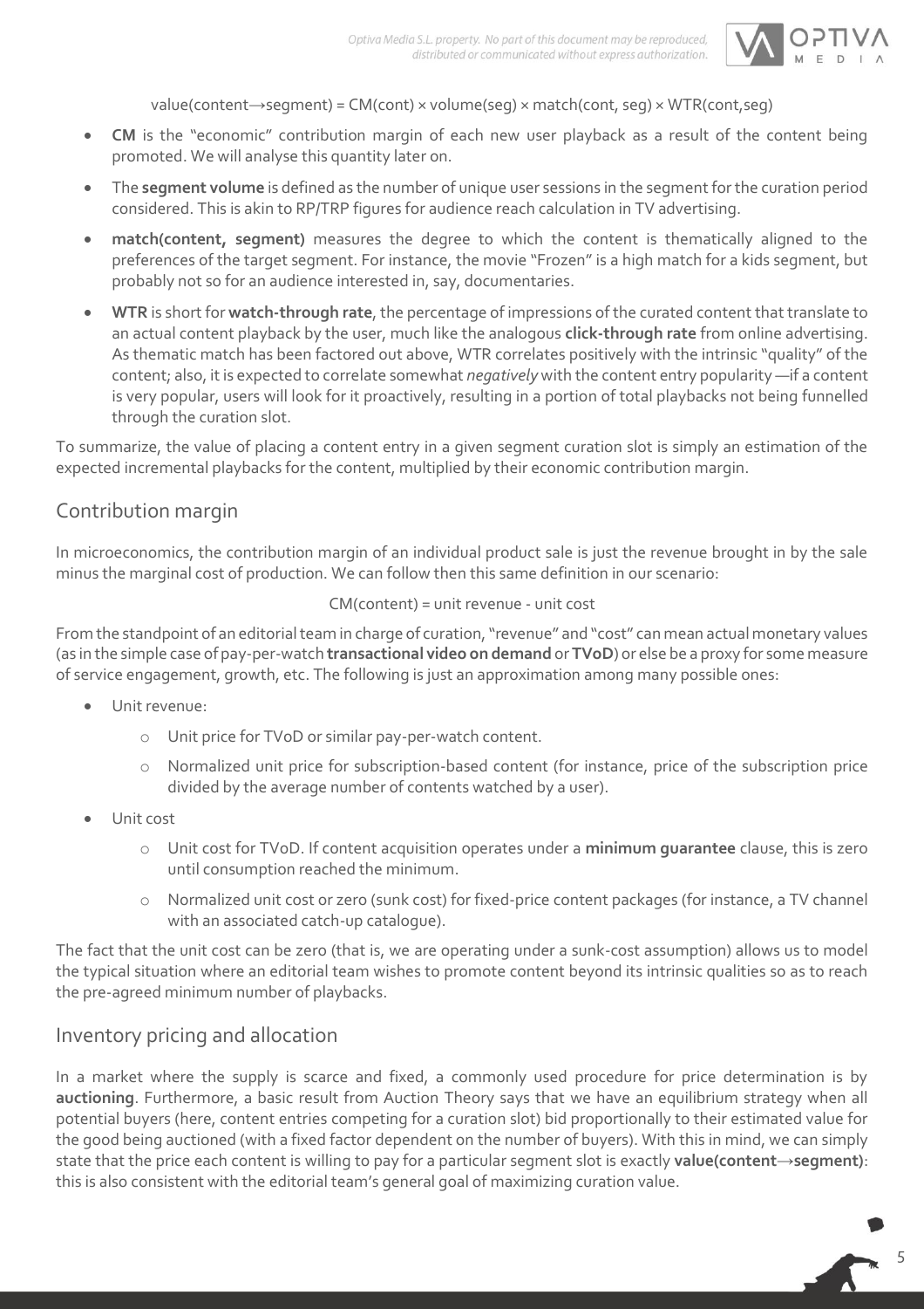value(content→segment) = CM(cont) × volume(seg) × match(cont, seg) × WTR(cont,seg)

- **CM** is the "economic" contribution margin of each new user playback as a result of the content being promoted. We will analyse this quantity later on.
- The **segment volume** is defined as the number of unique user sessions in the segment for the curation period considered. This is akin to RP/TRP figures for audience reach calculation in TV advertising.
- **match(content, segment)** measures the degree to which the content is thematically aligned to the preferences of the target segment. For instance, the movie "Frozen" is a high match for a kids segment, but probably not so for an audience interested in, say, documentaries.
- **WTR** is short for **watch-through rate**, the percentage of impressions of the curated content that translate to an actual content playback by the user, much like the analogous **click-through rate** from online advertising. As thematic match has been factored out above, WTR correlates positively with the intrinsic "quality" of the content; also, it is expected to correlate somewhat *negatively* with the content entry popularity —if a content is very popular, users will look for it proactively, resulting in a portion of total playbacks not being funnelled through the curation slot.

To summarize, the value of placing a content entry in a given segment curation slot is simply an estimation of the expected incremental playbacks for the content, multiplied by their economic contribution margin.

## Contribution margin

In microeconomics, the contribution margin of an individual product sale is just the revenue brought in by the sale minus the marginal cost of production. We can follow then this same definition in our scenario:

CM(content) = unit revenue - unit cost

From the standpoint of an editorial team in charge of curation, "revenue" and "cost" can mean actual monetary values (as in the simple case of pay-per-watch **transactional video on demand** or **TVoD**) or else be a proxy for some measure of service engagement, growth, etc. The following is just an approximation among many possible ones:

- Unit revenue:
  - Unit price for TVoD or similar pay-per-watch content.
  - Normalized unit price for subscription-based content (for instance, price of the subscription price divided by the average number of contents watched by a user).
- Unit cost
  - Unit cost for TVoD. If content acquisition operates under a **minimum guarantee** clause, this is zero until consumption reached the minimum.
  - Normalized unit cost or zero (sunk cost) for fixed-price content packages (for instance, a TV channel with an associated catch-up catalogue).

The fact that the unit cost can be zero (that is, we are operating under a sunk-cost assumption) allows us to model the typical situation where an editorial team wishes to promote content beyond its intrinsic qualities so as to reach the pre-agreed minimum number of playbacks.

## Inventory pricing and allocation

In a market where the supply is scarce and fixed, a commonly used procedure for price determination is by **auctioning**. Furthermore, a basic result from Auction Theory says that we have an equilibrium strategy when all potential buyers (here, content entries competing for a curation slot) bid proportionally to their estimated value for the good being auctioned (with a fixed factor dependent on the number of buyers). With this in mind, we can simply state that the price each content is willing to pay for a particular segment slot is exactly **value(content→segment)**: this is also consistent with the editorial team's general goal of maximizing curation value.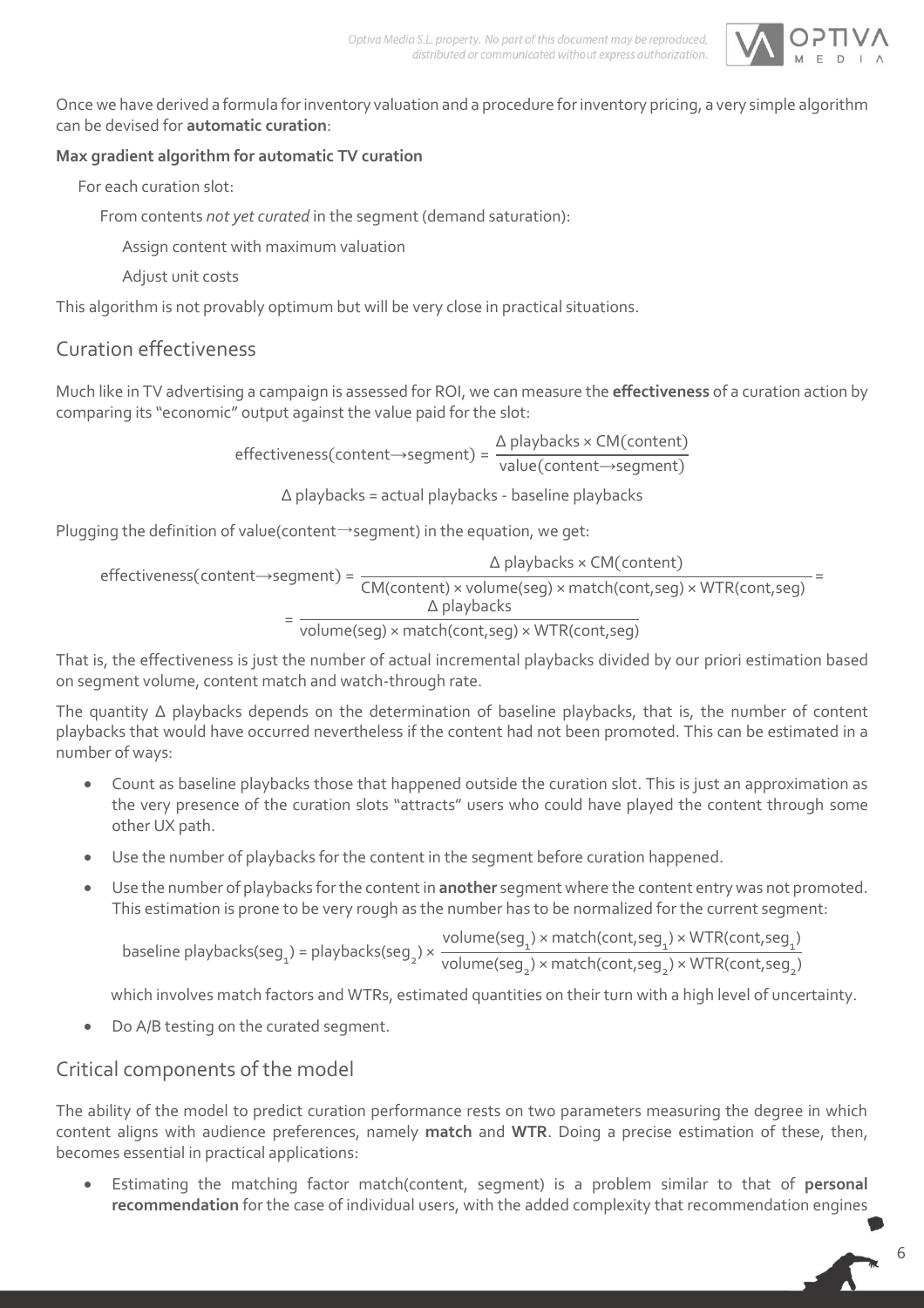Once we have derived a formula for inventory valuation and a procedure for inventory pricing, a very simple algorithm can be devised for **automatic curation**:

**Max gradient algorithm for automatic TV curation**

For each curation slot:

From contents *not yet curated* in the segment (demand saturation):

Assign content with maximum valuation

Adjust unit costs

This algorithm is not provably optimum but will be very close in practical situations.

## Curation effectiveness

Much like in TV advertising a campaign is assessed for ROI, we can measure the **effectiveness** of a curation action by comparing its "economic" output against the value paid for the slot:

$$\text{effectiveness(content}\rightarrow\text{segment)} = \frac{\Delta\text{ playbacks} \times \text{CM(content)}}{\text{value(content}\rightarrow\text{segment)}}$$

$$\Delta\text{ playbacks} = \text{actual playbacks - baseline playbacks}$$

Plugging the definition of value(content→segment) in the equation, we get:

$$\text{effectiveness(content}\rightarrow\text{segment)} = \frac{\Delta\text{ playbacks} \times \text{CM(content)}}{\text{CM(content)} \times \text{volume(seg)} \times \text{match(cont,seg)} \times \text{WTR(cont,seg)}} = \frac{\Delta\text{ playbacks}}{\text{volume(seg)} \times \text{match(cont,seg)} \times \text{WTR(cont,seg)}}$$

That is, the effectiveness is just the number of actual incremental playbacks divided by our priori estimation based on segment volume, content match and watch-through rate.

The quantity Δ playbacks depends on the determination of baseline playbacks, that is, the number of content playbacks that would have occurred nevertheless if the content had not been promoted. This can be estimated in a number of ways:

- Count as baseline playbacks those that happened outside the curation slot. This is just an approximation as the very presence of the curation slots "attracts" users who could have played the content through some other UX path.
- Use the number of playbacks for the content in the segment before curation happened.
- Use the number of playbacks for the content in **another** segment where the content entry was not promoted. This estimation is prone to be very rough as the number has to be normalized for the current segment:

  $$\text{baseline playbacks}(\text{seg}_1) = \text{playbacks}(\text{seg}_2) \times \frac{\text{volume}(\text{seg}_1) \times \text{match}(\text{cont},\text{seg}_1) \times \text{WTR}(\text{cont},\text{seg}_1)}{\text{volume}(\text{seg}_2) \times \text{match}(\text{cont},\text{seg}_2) \times \text{WTR}(\text{cont},\text{seg}_2)}$$

  which involves match factors and WTRs, estimated quantities on their turn with a high level of uncertainty.
- Do A/B testing on the curated segment.

## Critical components of the model

The ability of the model to predict curation performance rests on two parameters measuring the degree in which content aligns with audience preferences, namely **match** and **WTR**. Doing a precise estimation of these, then, becomes essential in practical applications:

- Estimating the matching factor match(content, segment) is a problem similar to that of **personal recommendation** for the case of individual users, with the added complexity that recommendation engines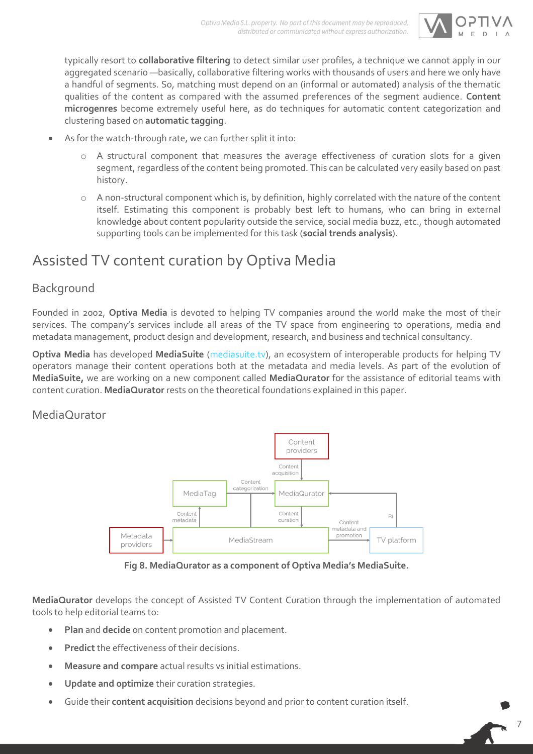typically resort to **collaborative filtering** to detect similar user profiles, a technique we cannot apply in our aggregated scenario —basically, collaborative filtering works with thousands of users and here we only have a handful of segments. So, matching must depend on an (informal or automated) analysis of the thematic qualities of the content as compared with the assumed preferences of the segment audience. **Content microgenres** become extremely useful here, as do techniques for automatic content categorization and clustering based on **automatic tagging**.

- As for the watch-through rate, we can further split it into:
  - A structural component that measures the average effectiveness of curation slots for a given segment, regardless of the content being promoted. This can be calculated very easily based on past history.
  - A non-structural component which is, by definition, highly correlated with the nature of the content itself. Estimating this component is probably best left to humans, who can bring in external knowledge about content popularity outside the service, social media buzz, etc., though automated supporting tools can be implemented for this task (**social trends analysis**).

# Assisted TV content curation by Optiva Media

## Background

Founded in 2002, **Optiva Media** is devoted to helping TV companies around the world make the most of their services. The company's services include all areas of the TV space from engineering to operations, media and metadata management, product design and development, research, and business and technical consultancy.

**Optiva Media** has developed **MediaSuite** (mediasuite.tv), an ecosystem of interoperable products for helping TV operators manage their content operations both at the metadata and media levels. As part of the evolution of **MediaSuite,** we are working on a new component called **MediaQurator** for the assistance of editorial teams with content curation. **MediaQurator** rests on the theoretical foundations explained in this paper.

## MediaQurator

Content providers → (Content acquisition) → MediaQurator
MediaTag → (Content categorization) → MediaQurator
MediaStream → (Content metadata) → MediaTag
MediaQurator → (Content curation) → MediaStream
Metadata providers → MediaStream
MediaStream → (Content metadata and promotion) → TV platform
TV platform → (BI) → MediaQurator

**Fig 8. MediaQurator as a component of Optiva Media's MediaSuite.**

**MediaQurator** develops the concept of Assisted TV Content Curation through the implementation of automated tools to help editorial teams to:

- **Plan** and **decide** on content promotion and placement.
- **Predict** the effectiveness of their decisions.
- **Measure and compare** actual results vs initial estimations.
- **Update and optimize** their curation strategies.
- Guide their **content acquisition** decisions beyond and prior to content curation itself.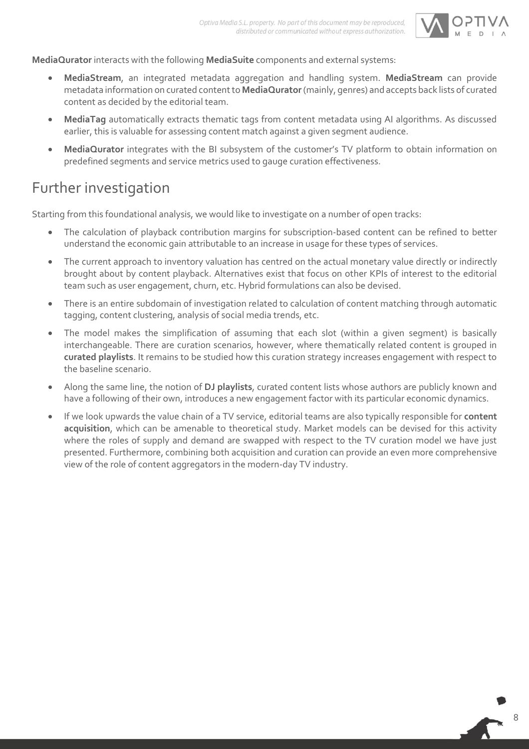**MediaQurator** interacts with the following **MediaSuite** components and external systems:

- **MediaStream**, an integrated metadata aggregation and handling system. **MediaStream** can provide metadata information on curated content to **MediaQurator** (mainly, genres) and accepts back lists of curated content as decided by the editorial team.
- **MediaTag** automatically extracts thematic tags from content metadata using AI algorithms. As discussed earlier, this is valuable for assessing content match against a given segment audience.
- **MediaQurator** integrates with the BI subsystem of the customer's TV platform to obtain information on predefined segments and service metrics used to gauge curation effectiveness.

## Further investigation

Starting from this foundational analysis, we would like to investigate on a number of open tracks:

- The calculation of playback contribution margins for subscription-based content can be refined to better understand the economic gain attributable to an increase in usage for these types of services.
- The current approach to inventory valuation has centred on the actual monetary value directly or indirectly brought about by content playback. Alternatives exist that focus on other KPIs of interest to the editorial team such as user engagement, churn, etc. Hybrid formulations can also be devised.
- There is an entire subdomain of investigation related to calculation of content matching through automatic tagging, content clustering, analysis of social media trends, etc.
- The model makes the simplification of assuming that each slot (within a given segment) is basically interchangeable. There are curation scenarios, however, where thematically related content is grouped in **curated playlists**. It remains to be studied how this curation strategy increases engagement with respect to the baseline scenario.
- Along the same line, the notion of **DJ playlists**, curated content lists whose authors are publicly known and have a following of their own, introduces a new engagement factor with its particular economic dynamics.
- If we look upwards the value chain of a TV service, editorial teams are also typically responsible for **content acquisition**, which can be amenable to theoretical study. Market models can be devised for this activity where the roles of supply and demand are swapped with respect to the TV curation model we have just presented. Furthermore, combining both acquisition and curation can provide an even more comprehensive view of the role of content aggregators in the modern-day TV industry.